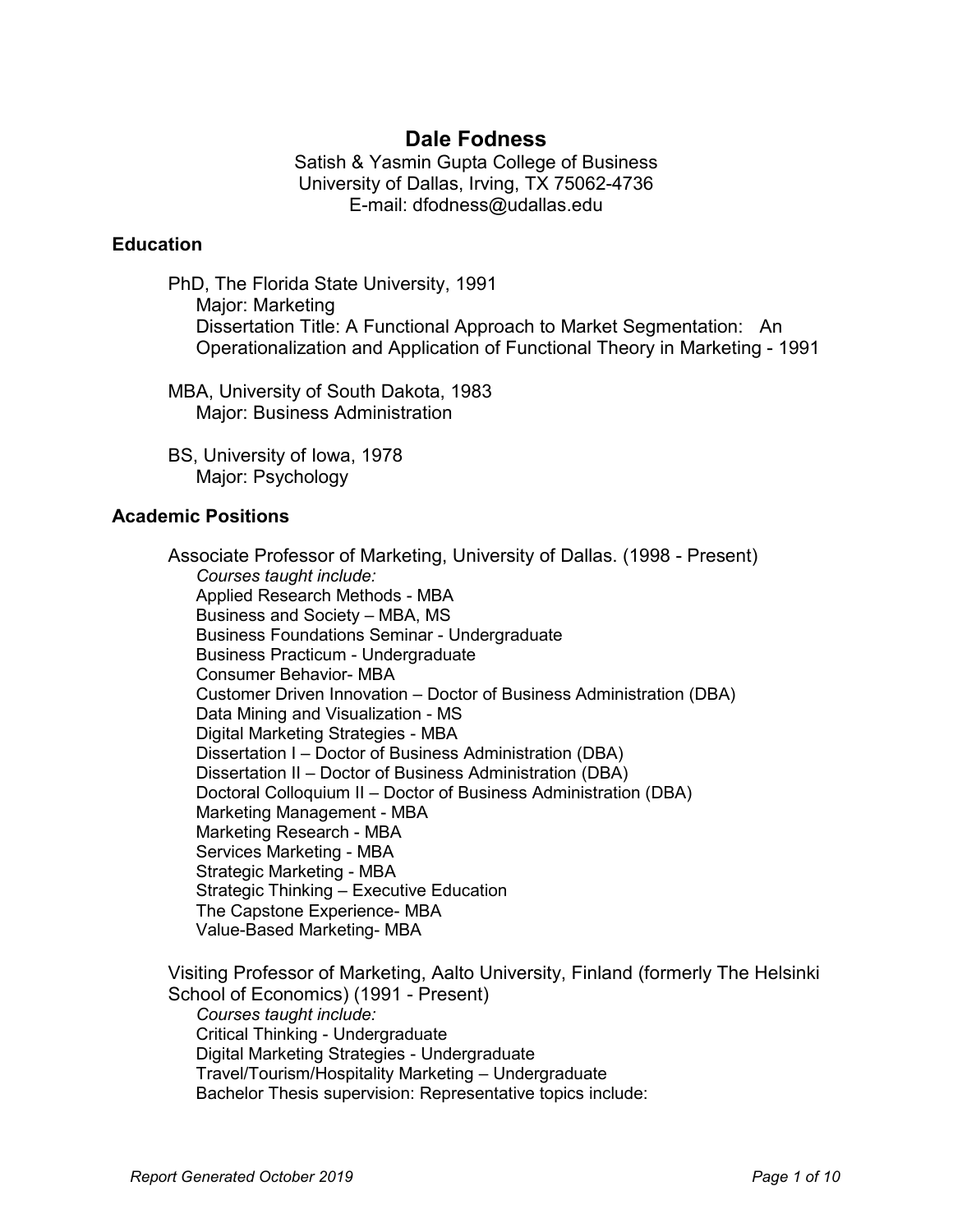# Dale Fodness

Satish & Yasmin Gupta College of Business
University of Dallas, Irving, TX 75062-4736
E-mail: dfodness@udallas.edu

## Education

PhD, The Florida State University, 1991
Major: Marketing
Dissertation Title: A Functional Approach to Market Segmentation: An Operationalization and Application of Functional Theory in Marketing - 1991

MBA, University of South Dakota, 1983
Major: Business Administration

BS, University of Iowa, 1978
Major: Psychology

## Academic Positions

Associate Professor of Marketing, University of Dallas. (1998 - Present)

*Courses taught include:*

- Applied Research Methods - MBA
- Business and Society – MBA, MS
- Business Foundations Seminar - Undergraduate
- Business Practicum - Undergraduate
- Consumer Behavior- MBA
- Customer Driven Innovation – Doctor of Business Administration (DBA)
- Data Mining and Visualization - MS
- Digital Marketing Strategies - MBA
- Dissertation I – Doctor of Business Administration (DBA)
- Dissertation II – Doctor of Business Administration (DBA)
- Doctoral Colloquium II – Doctor of Business Administration (DBA)
- Marketing Management - MBA
- Marketing Research - MBA
- Services Marketing - MBA
- Strategic Marketing - MBA
- Strategic Thinking – Executive Education
- The Capstone Experience- MBA
- Value-Based Marketing- MBA

Visiting Professor of Marketing, Aalto University, Finland (formerly The Helsinki School of Economics) (1991 - Present)

*Courses taught include:*

- Critical Thinking - Undergraduate
- Digital Marketing Strategies - Undergraduate
- Travel/Tourism/Hospitality Marketing – Undergraduate
- Bachelor Thesis supervision: Representative topics include: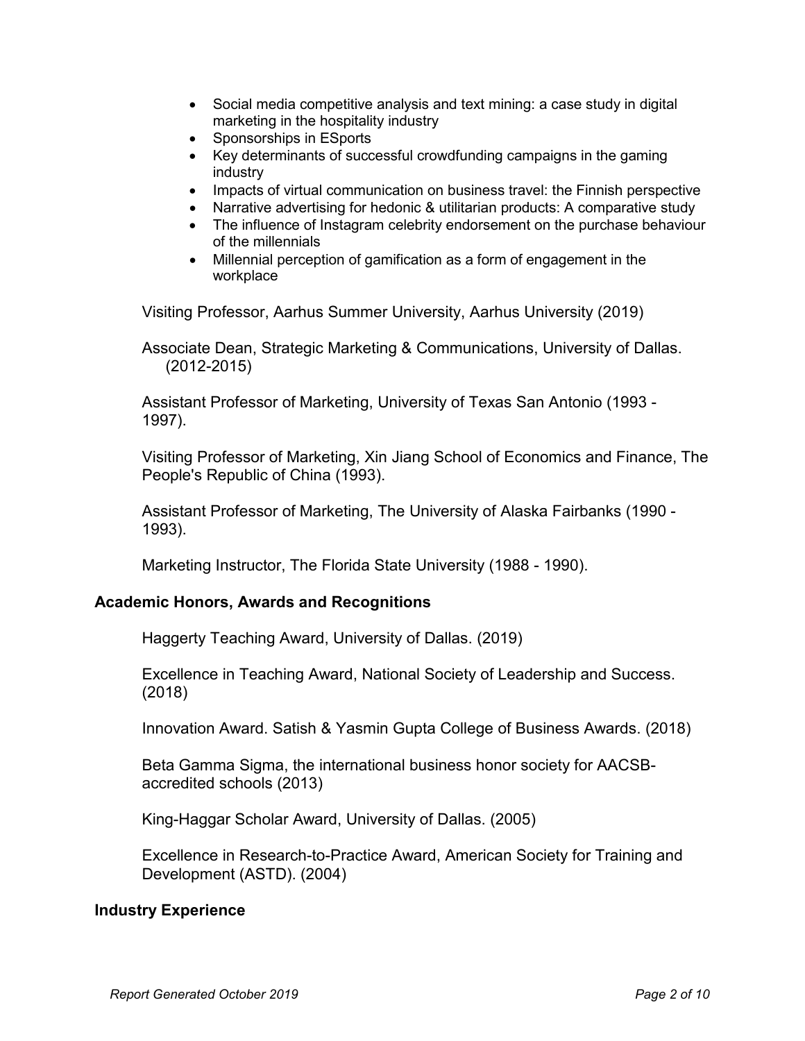- Social media competitive analysis and text mining: a case study in digital marketing in the hospitality industry
- Sponsorships in ESports
- Key determinants of successful crowdfunding campaigns in the gaming industry
- Impacts of virtual communication on business travel: the Finnish perspective
- Narrative advertising for hedonic & utilitarian products: A comparative study
- The influence of Instagram celebrity endorsement on the purchase behaviour of the millennials
- Millennial perception of gamification as a form of engagement in the workplace

Visiting Professor, Aarhus Summer University, Aarhus University (2019)

Associate Dean, Strategic Marketing & Communications, University of Dallas. (2012-2015)

Assistant Professor of Marketing, University of Texas San Antonio (1993 - 1997).

Visiting Professor of Marketing, Xin Jiang School of Economics and Finance, The People's Republic of China (1993).

Assistant Professor of Marketing, The University of Alaska Fairbanks (1990 - 1993).

Marketing Instructor, The Florida State University (1988 - 1990).

### Academic Honors, Awards and Recognitions

Haggerty Teaching Award, University of Dallas. (2019)

Excellence in Teaching Award, National Society of Leadership and Success. (2018)

Innovation Award. Satish & Yasmin Gupta College of Business Awards. (2018)

Beta Gamma Sigma, the international business honor society for AACSB-accredited schools (2013)

King-Haggar Scholar Award, University of Dallas. (2005)

Excellence in Research-to-Practice Award, American Society for Training and Development (ASTD). (2004)

### Industry Experience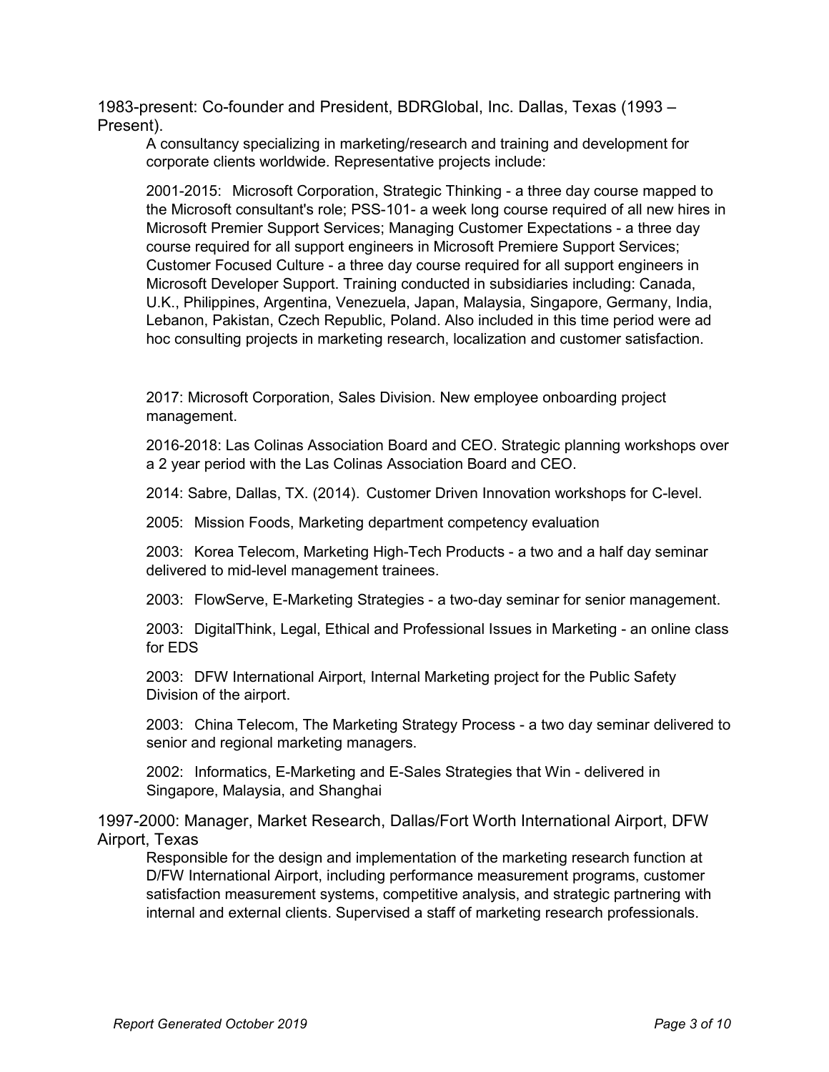1983-present: Co-founder and President, BDRGlobal, Inc. Dallas, Texas (1993 – Present).

A consultancy specializing in marketing/research and training and development for corporate clients worldwide. Representative projects include:

2001-2015: Microsoft Corporation, Strategic Thinking - a three day course mapped to the Microsoft consultant's role; PSS-101- a week long course required of all new hires in Microsoft Premier Support Services; Managing Customer Expectations - a three day course required for all support engineers in Microsoft Premiere Support Services; Customer Focused Culture - a three day course required for all support engineers in Microsoft Developer Support. Training conducted in subsidiaries including: Canada, U.K., Philippines, Argentina, Venezuela, Japan, Malaysia, Singapore, Germany, India, Lebanon, Pakistan, Czech Republic, Poland. Also included in this time period were ad hoc consulting projects in marketing research, localization and customer satisfaction.

2017: Microsoft Corporation, Sales Division. New employee onboarding project management.

2016-2018: Las Colinas Association Board and CEO. Strategic planning workshops over a 2 year period with the Las Colinas Association Board and CEO.

2014: Sabre, Dallas, TX. (2014). Customer Driven Innovation workshops for C-level.

2005: Mission Foods, Marketing department competency evaluation

2003: Korea Telecom, Marketing High-Tech Products - a two and a half day seminar delivered to mid-level management trainees.

2003: FlowServe, E-Marketing Strategies - a two-day seminar for senior management.

2003: DigitalThink, Legal, Ethical and Professional Issues in Marketing - an online class for EDS

2003: DFW International Airport, Internal Marketing project for the Public Safety Division of the airport.

2003: China Telecom, The Marketing Strategy Process - a two day seminar delivered to senior and regional marketing managers.

2002: Informatics, E-Marketing and E-Sales Strategies that Win - delivered in Singapore, Malaysia, and Shanghai

1997-2000: Manager, Market Research, Dallas/Fort Worth International Airport, DFW Airport, Texas

Responsible for the design and implementation of the marketing research function at D/FW International Airport, including performance measurement programs, customer satisfaction measurement systems, competitive analysis, and strategic partnering with internal and external clients. Supervised a staff of marketing research professionals.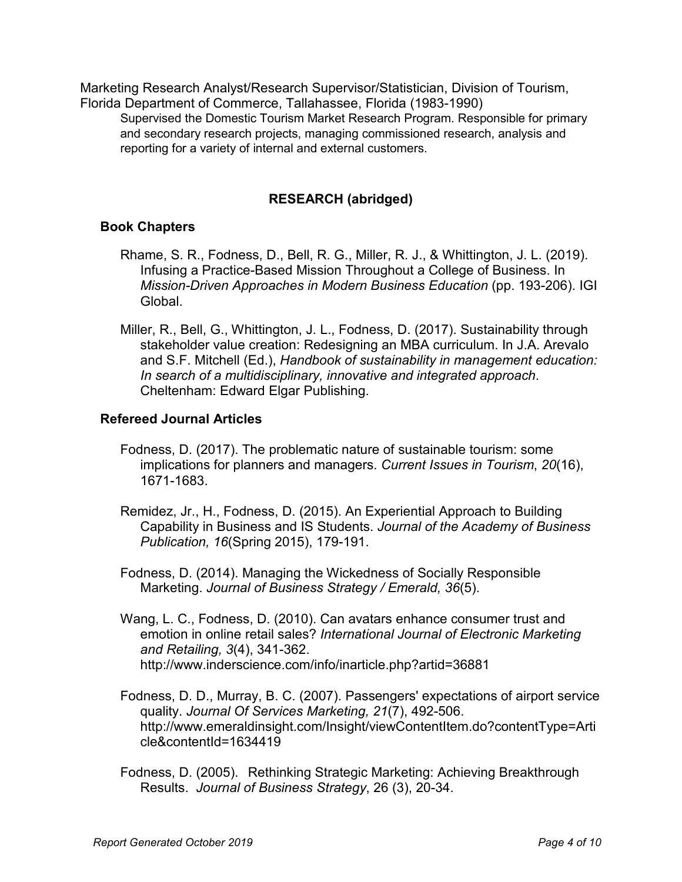Marketing Research Analyst/Research Supervisor/Statistician, Division of Tourism, Florida Department of Commerce, Tallahassee, Florida (1983-1990)

Supervised the Domestic Tourism Market Research Program. Responsible for primary and secondary research projects, managing commissioned research, analysis and reporting for a variety of internal and external customers.

## RESEARCH (abridged)

### Book Chapters

Rhame, S. R., Fodness, D., Bell, R. G., Miller, R. J., & Whittington, J. L. (2019). Infusing a Practice-Based Mission Throughout a College of Business. In *Mission-Driven Approaches in Modern Business Education* (pp. 193-206). IGI Global.

Miller, R., Bell, G., Whittington, J. L., Fodness, D. (2017). Sustainability through stakeholder value creation: Redesigning an MBA curriculum. In J.A. Arevalo and S.F. Mitchell (Ed.), *Handbook of sustainability in management education: In search of a multidisciplinary, innovative and integrated approach*. Cheltenham: Edward Elgar Publishing.

### Refereed Journal Articles

Fodness, D. (2017). The problematic nature of sustainable tourism: some implications for planners and managers. *Current Issues in Tourism*, *20*(16), 1671-1683.

Remidez, Jr., H., Fodness, D. (2015). An Experiential Approach to Building Capability in Business and IS Students. *Journal of the Academy of Business Publication, 16*(Spring 2015), 179-191.

Fodness, D. (2014). Managing the Wickedness of Socially Responsible Marketing. *Journal of Business Strategy / Emerald, 36*(5).

Wang, L. C., Fodness, D. (2010). Can avatars enhance consumer trust and emotion in online retail sales? *International Journal of Electronic Marketing and Retailing, 3*(4), 341-362. http://www.inderscience.com/info/inarticle.php?artid=36881

Fodness, D. D., Murray, B. C. (2007). Passengers' expectations of airport service quality. *Journal Of Services Marketing, 21*(7), 492-506. http://www.emeraldinsight.com/Insight/viewContentItem.do?contentType=Article&contentId=1634419

Fodness, D. (2005). Rethinking Strategic Marketing: Achieving Breakthrough Results. *Journal of Business Strategy*, 26 (3), 20-34.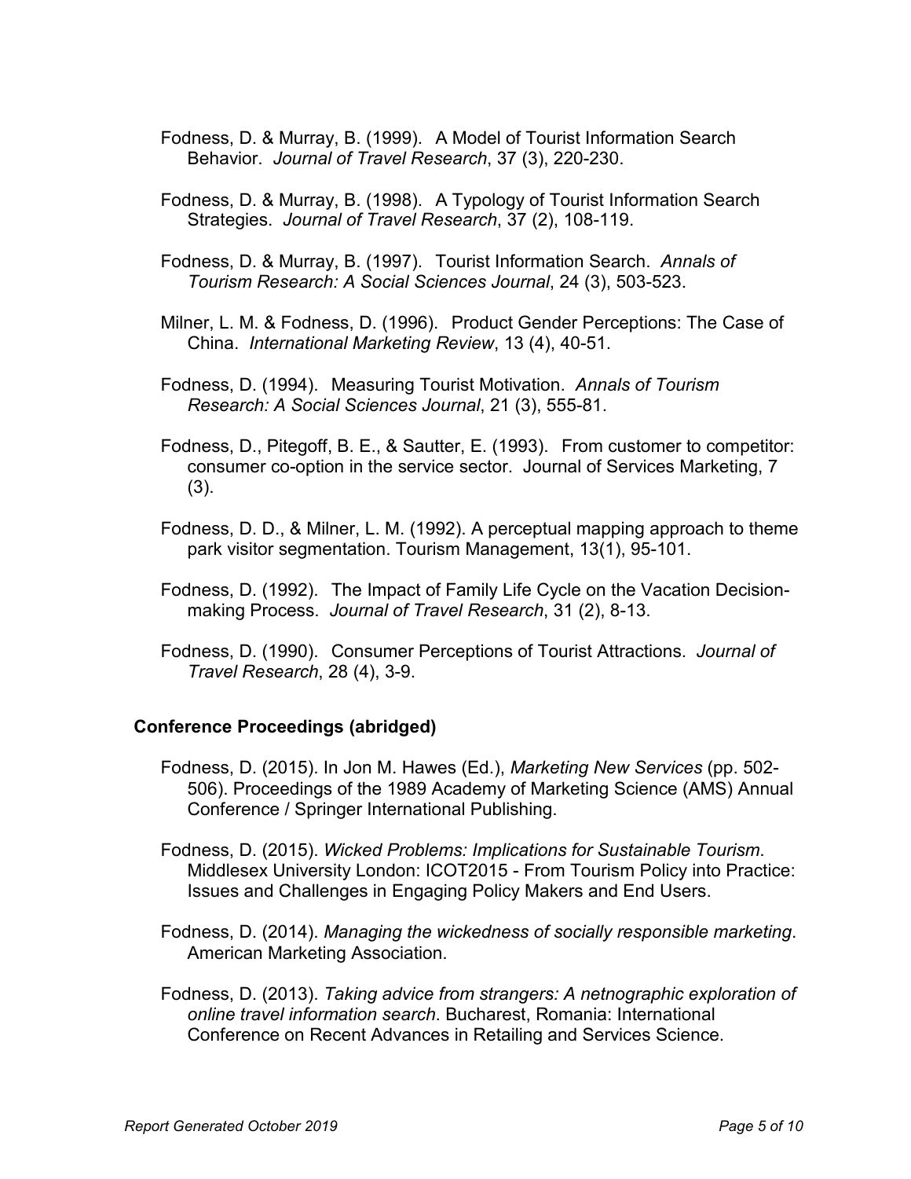Fodness, D. & Murray, B. (1999). A Model of Tourist Information Search Behavior. *Journal of Travel Research*, 37 (3), 220-230.

Fodness, D. & Murray, B. (1998). A Typology of Tourist Information Search Strategies. *Journal of Travel Research*, 37 (2), 108-119.

Fodness, D. & Murray, B. (1997). Tourist Information Search. *Annals of Tourism Research: A Social Sciences Journal*, 24 (3), 503-523.

Milner, L. M. & Fodness, D. (1996). Product Gender Perceptions: The Case of China. *International Marketing Review*, 13 (4), 40-51.

Fodness, D. (1994). Measuring Tourist Motivation. *Annals of Tourism Research: A Social Sciences Journal*, 21 (3), 555-81.

Fodness, D., Pitegoff, B. E., & Sautter, E. (1993). From customer to competitor: consumer co-option in the service sector. Journal of Services Marketing, 7 (3).

Fodness, D. D., & Milner, L. M. (1992). A perceptual mapping approach to theme park visitor segmentation. Tourism Management, 13(1), 95-101.

Fodness, D. (1992). The Impact of Family Life Cycle on the Vacation Decision-making Process. *Journal of Travel Research*, 31 (2), 8-13.

Fodness, D. (1990). Consumer Perceptions of Tourist Attractions. *Journal of Travel Research*, 28 (4), 3-9.

### Conference Proceedings (abridged)

Fodness, D. (2015). In Jon M. Hawes (Ed.), *Marketing New Services* (pp. 502-506). Proceedings of the 1989 Academy of Marketing Science (AMS) Annual Conference / Springer International Publishing.

Fodness, D. (2015). *Wicked Problems: Implications for Sustainable Tourism*. Middlesex University London: ICOT2015 - From Tourism Policy into Practice: Issues and Challenges in Engaging Policy Makers and End Users.

Fodness, D. (2014). *Managing the wickedness of socially responsible marketing*. American Marketing Association.

Fodness, D. (2013). *Taking advice from strangers: A netnographic exploration of online travel information search*. Bucharest, Romania: International Conference on Recent Advances in Retailing and Services Science.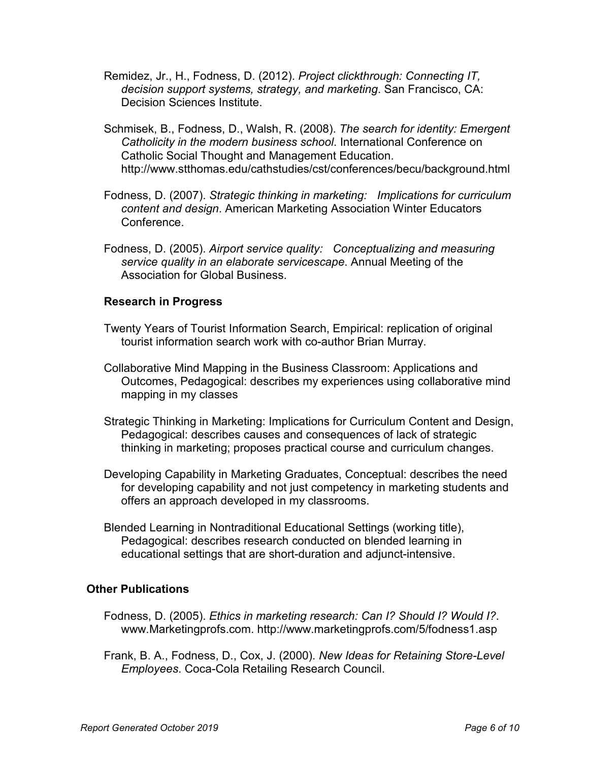Remidez, Jr., H., Fodness, D. (2012). *Project clickthrough: Connecting IT, decision support systems, strategy, and marketing*. San Francisco, CA: Decision Sciences Institute.

Schmisek, B., Fodness, D., Walsh, R. (2008). *The search for identity: Emergent Catholicity in the modern business school*. International Conference on Catholic Social Thought and Management Education. http://www.stthomas.edu/cathstudies/cst/conferences/becu/background.html

Fodness, D. (2007). *Strategic thinking in marketing: Implications for curriculum content and design*. American Marketing Association Winter Educators Conference.

Fodness, D. (2005). *Airport service quality: Conceptualizing and measuring service quality in an elaborate servicescape*. Annual Meeting of the Association for Global Business.

### Research in Progress

Twenty Years of Tourist Information Search, Empirical: replication of original tourist information search work with co-author Brian Murray.

Collaborative Mind Mapping in the Business Classroom: Applications and Outcomes, Pedagogical: describes my experiences using collaborative mind mapping in my classes

Strategic Thinking in Marketing: Implications for Curriculum Content and Design, Pedagogical: describes causes and consequences of lack of strategic thinking in marketing; proposes practical course and curriculum changes.

Developing Capability in Marketing Graduates, Conceptual: describes the need for developing capability and not just competency in marketing students and offers an approach developed in my classrooms.

Blended Learning in Nontraditional Educational Settings (working title), Pedagogical: describes research conducted on blended learning in educational settings that are short-duration and adjunct-intensive.

## Other Publications

Fodness, D. (2005). *Ethics in marketing research: Can I? Should I? Would I?*. www.Marketingprofs.com. http://www.marketingprofs.com/5/fodness1.asp

Frank, B. A., Fodness, D., Cox, J. (2000). *New Ideas for Retaining Store-Level Employees*. Coca-Cola Retailing Research Council.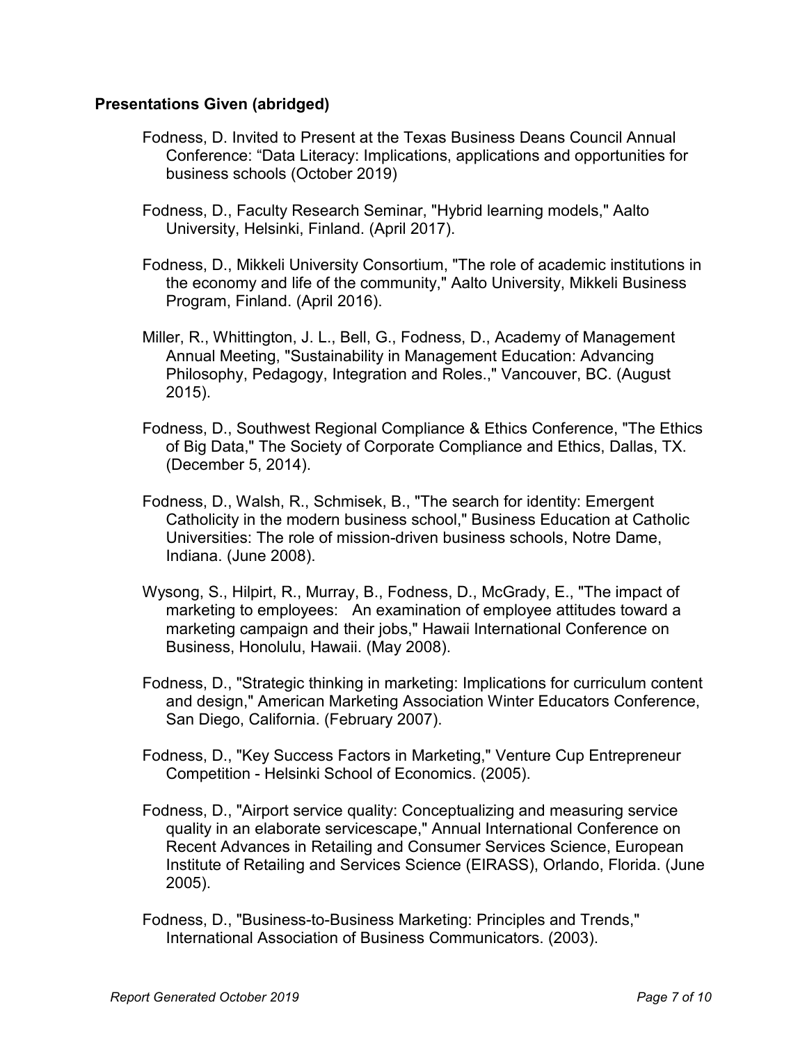**Presentations Given (abridged)**

Fodness, D. Invited to Present at the Texas Business Deans Council Annual Conference: “Data Literacy: Implications, applications and opportunities for business schools (October 2019)

Fodness, D., Faculty Research Seminar, "Hybrid learning models," Aalto University, Helsinki, Finland. (April 2017).

Fodness, D., Mikkeli University Consortium, "The role of academic institutions in the economy and life of the community," Aalto University, Mikkeli Business Program, Finland. (April 2016).

Miller, R., Whittington, J. L., Bell, G., Fodness, D., Academy of Management Annual Meeting, "Sustainability in Management Education: Advancing Philosophy, Pedagogy, Integration and Roles.," Vancouver, BC. (August 2015).

Fodness, D., Southwest Regional Compliance & Ethics Conference, "The Ethics of Big Data," The Society of Corporate Compliance and Ethics, Dallas, TX. (December 5, 2014).

Fodness, D., Walsh, R., Schmisek, B., "The search for identity: Emergent Catholicity in the modern business school," Business Education at Catholic Universities: The role of mission-driven business schools, Notre Dame, Indiana. (June 2008).

Wysong, S., Hilpirt, R., Murray, B., Fodness, D., McGrady, E., "The impact of marketing to employees: An examination of employee attitudes toward a marketing campaign and their jobs," Hawaii International Conference on Business, Honolulu, Hawaii. (May 2008).

Fodness, D., "Strategic thinking in marketing: Implications for curriculum content and design," American Marketing Association Winter Educators Conference, San Diego, California. (February 2007).

Fodness, D., "Key Success Factors in Marketing," Venture Cup Entrepreneur Competition - Helsinki School of Economics. (2005).

Fodness, D., "Airport service quality: Conceptualizing and measuring service quality in an elaborate servicescape," Annual International Conference on Recent Advances in Retailing and Consumer Services Science, European Institute of Retailing and Services Science (EIRASS), Orlando, Florida. (June 2005).

Fodness, D., "Business-to-Business Marketing: Principles and Trends," International Association of Business Communicators. (2003).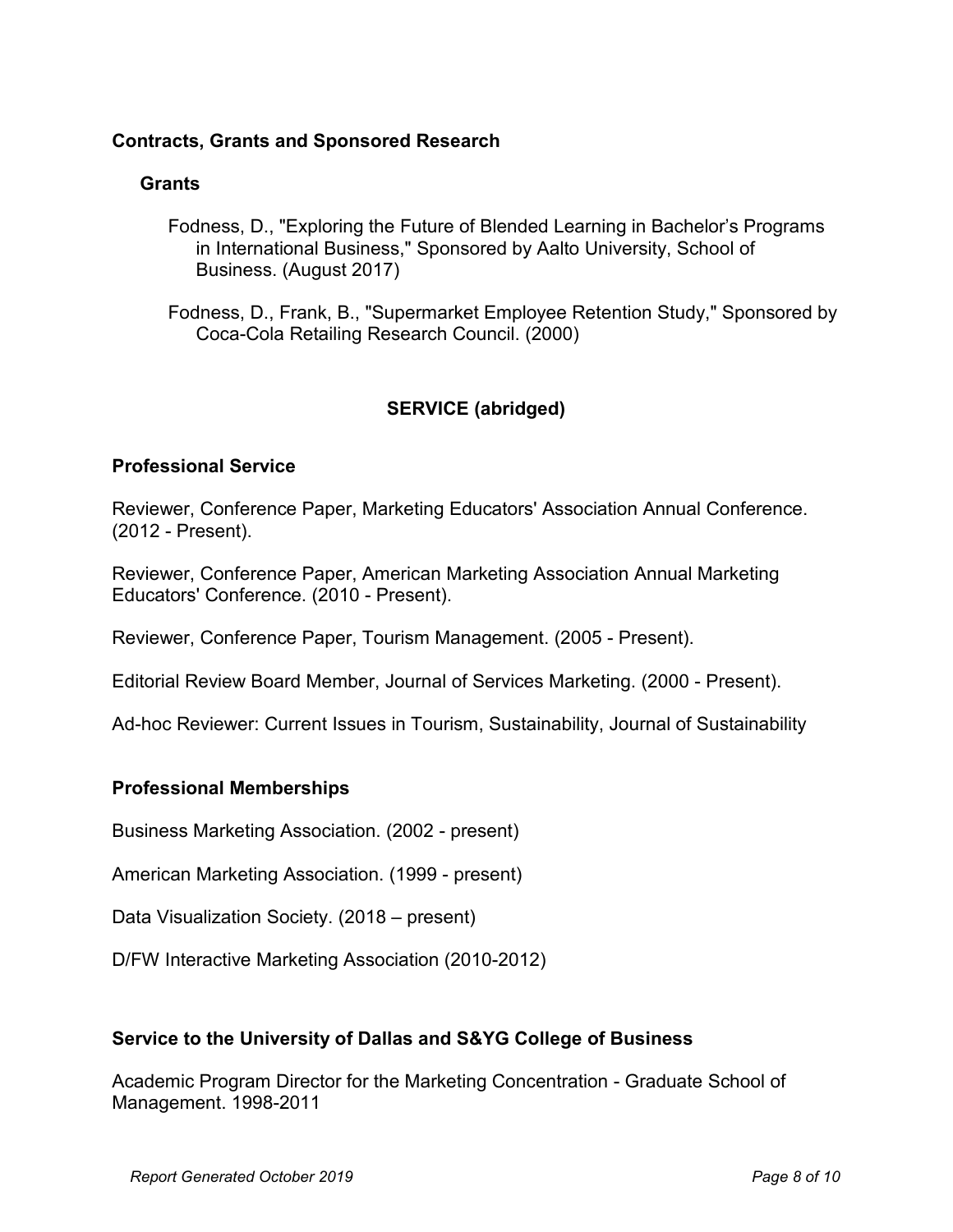### Contracts, Grants and Sponsored Research

#### Grants

Fodness, D., "Exploring the Future of Blended Learning in Bachelor's Programs in International Business," Sponsored by Aalto University, School of Business. (August 2017)

Fodness, D., Frank, B., "Supermarket Employee Retention Study," Sponsored by Coca-Cola Retailing Research Council. (2000)

## SERVICE (abridged)

### Professional Service

Reviewer, Conference Paper, Marketing Educators' Association Annual Conference. (2012 - Present).

Reviewer, Conference Paper, American Marketing Association Annual Marketing Educators' Conference. (2010 - Present).

Reviewer, Conference Paper, Tourism Management. (2005 - Present).

Editorial Review Board Member, Journal of Services Marketing. (2000 - Present).

Ad-hoc Reviewer: Current Issues in Tourism, Sustainability, Journal of Sustainability

### Professional Memberships

Business Marketing Association. (2002 - present)

American Marketing Association. (1999 - present)

Data Visualization Society. (2018 – present)

D/FW Interactive Marketing Association (2010-2012)

### Service to the University of Dallas and S&YG College of Business

Academic Program Director for the Marketing Concentration - Graduate School of Management. 1998-2011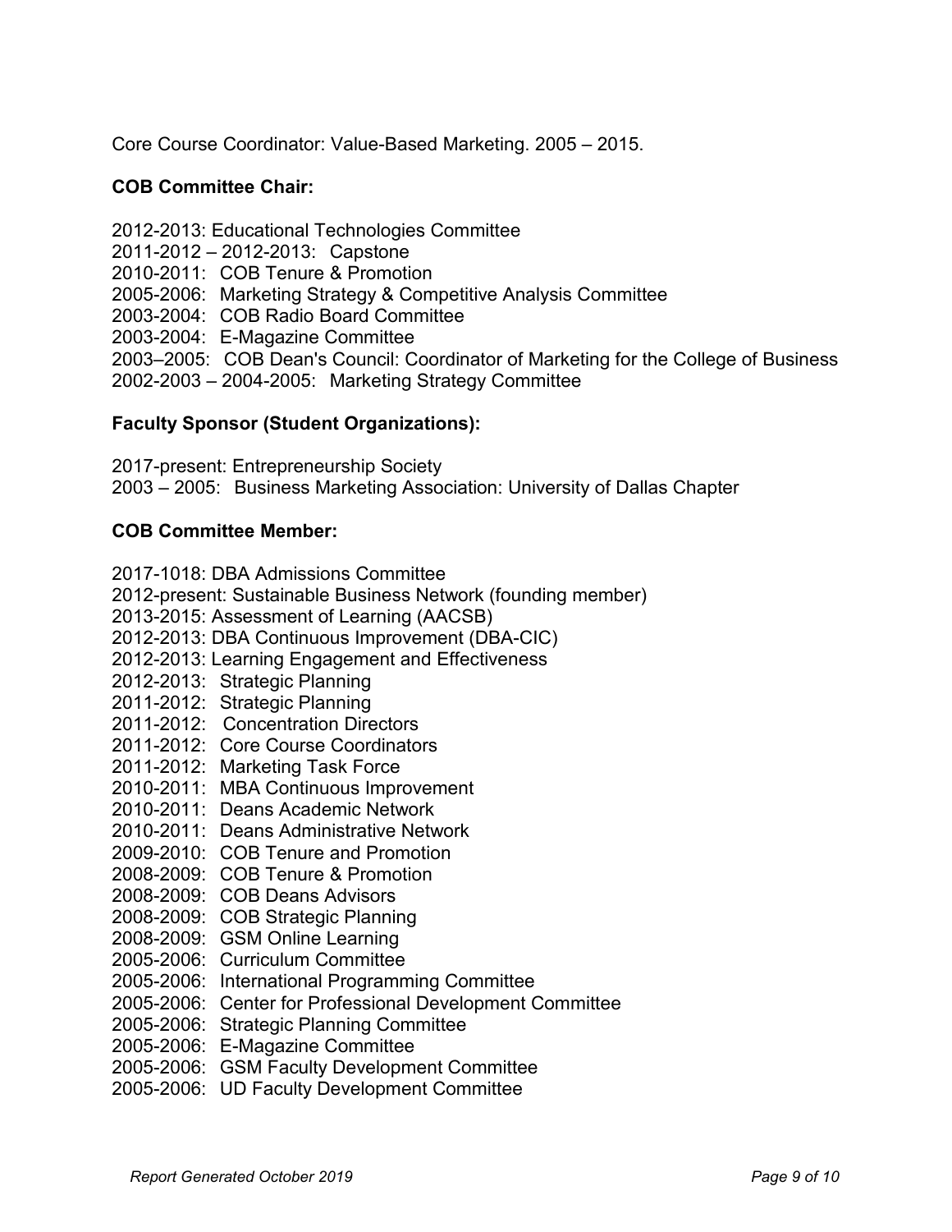Core Course Coordinator: Value-Based Marketing. 2005 – 2015.

**COB Committee Chair:**

2012-2013: Educational Technologies Committee
2011-2012 – 2012-2013: Capstone
2010-2011: COB Tenure & Promotion
2005-2006: Marketing Strategy & Competitive Analysis Committee
2003-2004: COB Radio Board Committee
2003-2004: E-Magazine Committee
2003–2005: COB Dean's Council: Coordinator of Marketing for the College of Business
2002-2003 – 2004-2005: Marketing Strategy Committee

**Faculty Sponsor (Student Organizations):**

2017-present: Entrepreneurship Society
2003 – 2005: Business Marketing Association: University of Dallas Chapter

**COB Committee Member:**

2017-1018: DBA Admissions Committee
2012-present: Sustainable Business Network (founding member)
2013-2015: Assessment of Learning (AACSB)
2012-2013: DBA Continuous Improvement (DBA-CIC)
2012-2013: Learning Engagement and Effectiveness
2012-2013: Strategic Planning
2011-2012: Strategic Planning
2011-2012: Concentration Directors
2011-2012: Core Course Coordinators
2011-2012: Marketing Task Force
2010-2011: MBA Continuous Improvement
2010-2011: Deans Academic Network
2010-2011: Deans Administrative Network
2009-2010: COB Tenure and Promotion
2008-2009: COB Tenure & Promotion
2008-2009: COB Deans Advisors
2008-2009: COB Strategic Planning
2008-2009: GSM Online Learning
2005-2006: Curriculum Committee
2005-2006: International Programming Committee
2005-2006: Center for Professional Development Committee
2005-2006: Strategic Planning Committee
2005-2006: E-Magazine Committee
2005-2006: GSM Faculty Development Committee
2005-2006: UD Faculty Development Committee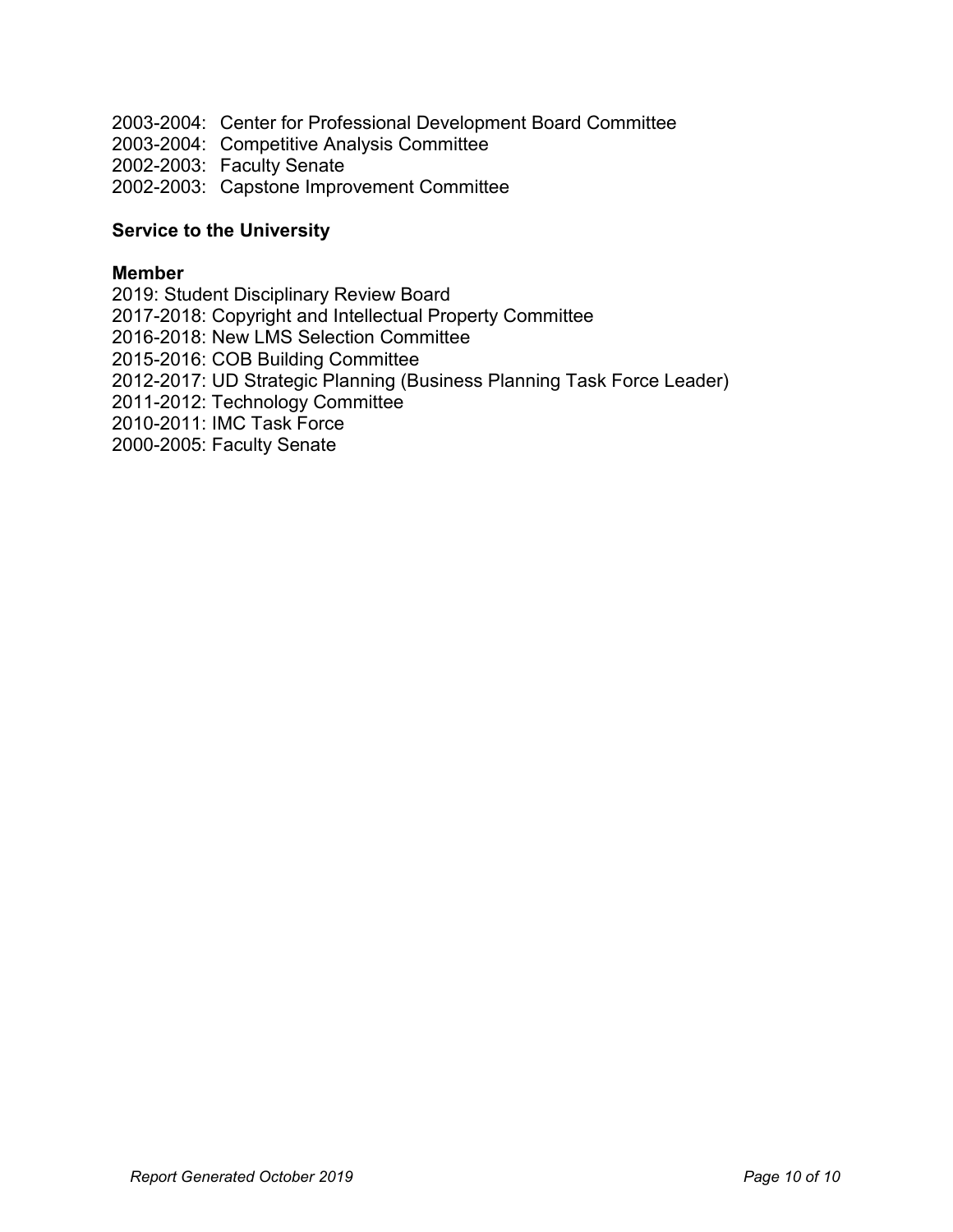2003-2004: Center for Professional Development Board Committee
2003-2004: Competitive Analysis Committee
2002-2003: Faculty Senate
2002-2003: Capstone Improvement Committee

**Service to the University**

**Member**
2019: Student Disciplinary Review Board
2017-2018: Copyright and Intellectual Property Committee
2016-2018: New LMS Selection Committee
2015-2016: COB Building Committee
2012-2017: UD Strategic Planning (Business Planning Task Force Leader)
2011-2012: Technology Committee
2010-2011: IMC Task Force
2000-2005: Faculty Senate